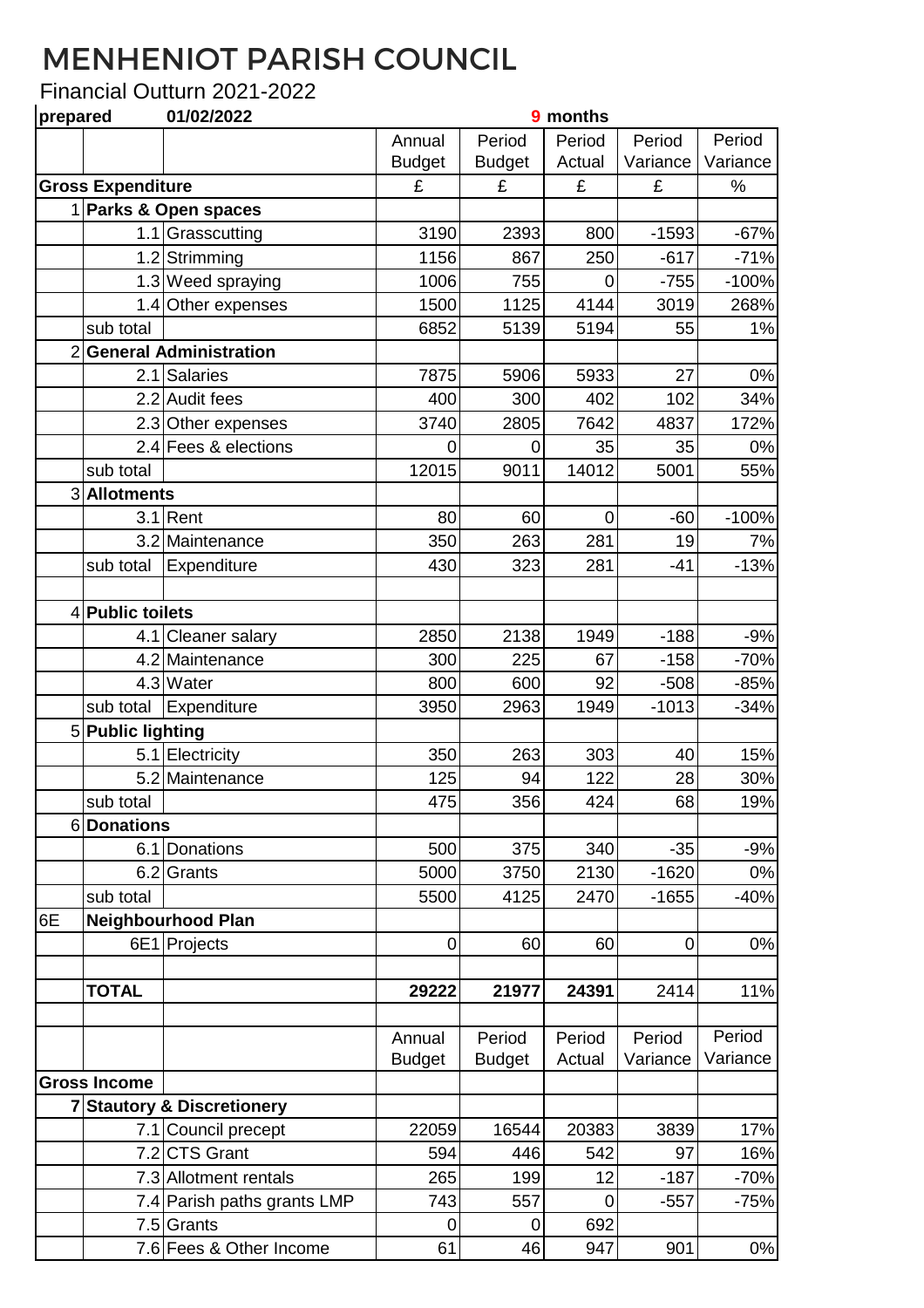# MENHENIOT PARISH COUNCIL

Financial Outturn 2021-2022

**prepared** **01/02/2022** 9 **months**

| | | | Annual Budget | Period Budget | Period Actual | Period Variance | Period Variance |
|---|---|---|---|---|---|---|---|
| **Gross Expenditure** | | | £ | £ | £ | £ | % |
| | 1 | **Parks & Open spaces** | | | | | |
| | | 1.1 Grasscutting | 3190 | 2393 | 800 | -1593 | -67% |
| | | 1.2 Strimming | 1156 | 867 | 250 | -617 | -71% |
| | | 1.3 Weed spraying | 1006 | 755 | 0 | -755 | -100% |
| | | 1.4 Other expenses | 1500 | 1125 | 4144 | 3019 | 268% |
| | sub total | | 6852 | 5139 | 5194 | 55 | 1% |
| | 2 | **General Administration** | | | | | |
| | | 2.1 Salaries | 7875 | 5906 | 5933 | 27 | 0% |
| | | 2.2 Audit fees | 400 | 300 | 402 | 102 | 34% |
| | | 2.3 Other expenses | 3740 | 2805 | 7642 | 4837 | 172% |
| | | 2.4 Fees & elections | 0 | 0 | 35 | 35 | 0% |
| | sub total | | 12015 | 9011 | 14012 | 5001 | 55% |
| | 3 | **Allotments** | | | | | |
| | | 3.1 Rent | 80 | 60 | 0 | -60 | -100% |
| | | 3.2 Maintenance | 350 | 263 | 281 | 19 | 7% |
| | sub total | Expenditure | 430 | 323 | 281 | -41 | -13% |
| | | | | | | | |
| | 4 | **Public toilets** | | | | | |
| | | 4.1 Cleaner salary | 2850 | 2138 | 1949 | -188 | -9% |
| | | 4.2 Maintenance | 300 | 225 | 67 | -158 | -70% |
| | | 4.3 Water | 800 | 600 | 92 | -508 | -85% |
| | sub total | Expenditure | 3950 | 2963 | 1949 | -1013 | -34% |
| | 5 | **Public lighting** | | | | | |
| | | 5.1 Electricity | 350 | 263 | 303 | 40 | 15% |
| | | 5.2 Maintenance | 125 | 94 | 122 | 28 | 30% |
| | sub total | | 475 | 356 | 424 | 68 | 19% |
| | 6 | **Donations** | | | | | |
| | | 6.1 Donations | 500 | 375 | 340 | -35 | -9% |
| | | 6.2 Grants | 5000 | 3750 | 2130 | -1620 | 0% |
| | sub total | | 5500 | 4125 | 2470 | -1655 | -40% |
| 6E | **Neighbourhood Plan** | | | | | | |
| | | 6E1 Projects | 0 | 60 | 60 | 0 | 0% |
| | | | | | | | |
| | **TOTAL** | | **29222** | **21977** | **24391** | 2414 | 11% |
| | | | | | | | |
| | | | Annual Budget | Period Budget | Period Actual | Period Variance | Period Variance |
| **Gross Income** | | | | | | | |
| | 7 | **Stautory & Discretionery** | | | | | |
| | | 7.1 Council precept | 22059 | 16544 | 20383 | 3839 | 17% |
| | | 7.2 CTS Grant | 594 | 446 | 542 | 97 | 16% |
| | | 7.3 Allotment rentals | 265 | 199 | 12 | -187 | -70% |
| | | 7.4 Parish paths grants LMP | 743 | 557 | 0 | -557 | -75% |
| | | 7.5 Grants | 0 | 0 | 692 | | |
| | | 7.6 Fees & Other Income | 61 | 46 | 947 | 901 | 0% |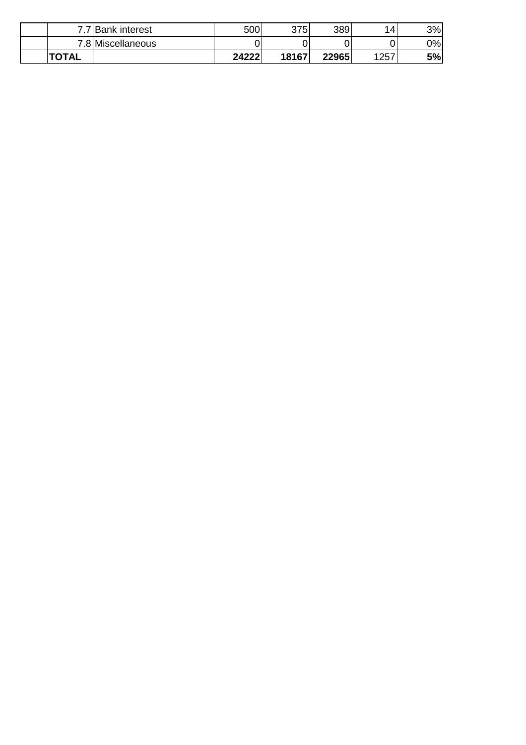| | | | | | | | |
|---|---|---|---|---|---|---|---|
| | 7.7 | Bank interest | 500 | 375 | 389 | 14 | 3% |
| | 7.8 | Miscellaneous | 0 | 0 | 0 | 0 | 0% |
| | **TOTAL** | | **24222** | **18167** | **22965** | 1257 | **5%** |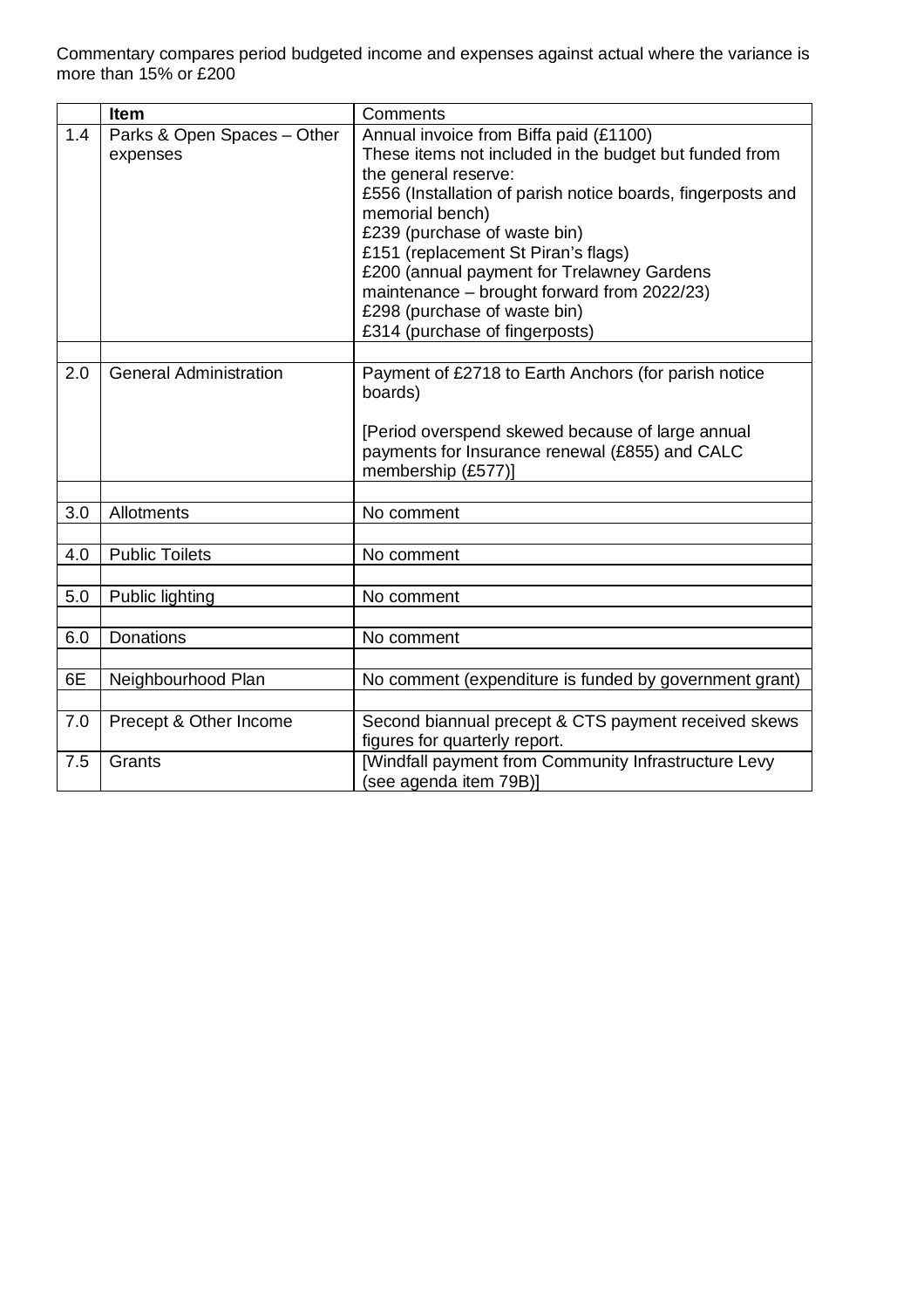Commentary compares period budgeted income and expenses against actual where the variance is more than 15% or £200

| | Item | Comments |
|---|---|---|
| 1.4 | Parks & Open Spaces – Other expenses | Annual invoice from Biffa paid (£1100)<br>These items not included in the budget but funded from the general reserve:<br>£556 (Installation of parish notice boards, fingerposts and memorial bench)<br>£239 (purchase of waste bin)<br>£151 (replacement St Piran's flags)<br>£200 (annual payment for Trelawney Gardens maintenance – brought forward from 2022/23)<br>£298 (purchase of waste bin)<br>£314 (purchase of fingerposts) |
| | | |
| 2.0 | General Administration | Payment of £2718 to Earth Anchors (for parish notice boards)<br><br>[Period overspend skewed because of large annual payments for Insurance renewal (£855) and CALC membership (£577)] |
| | | |
| 3.0 | Allotments | No comment |
| | | |
| 4.0 | Public Toilets | No comment |
| | | |
| 5.0 | Public lighting | No comment |
| | | |
| 6.0 | Donations | No comment |
| | | |
| 6E | Neighbourhood Plan | No comment (expenditure is funded by government grant) |
| | | |
| 7.0 | Precept & Other Income | Second biannual precept & CTS payment received skews figures for quarterly report. |
| 7.5 | Grants | [Windfall payment from Community Infrastructure Levy (see agenda item 79B)] |